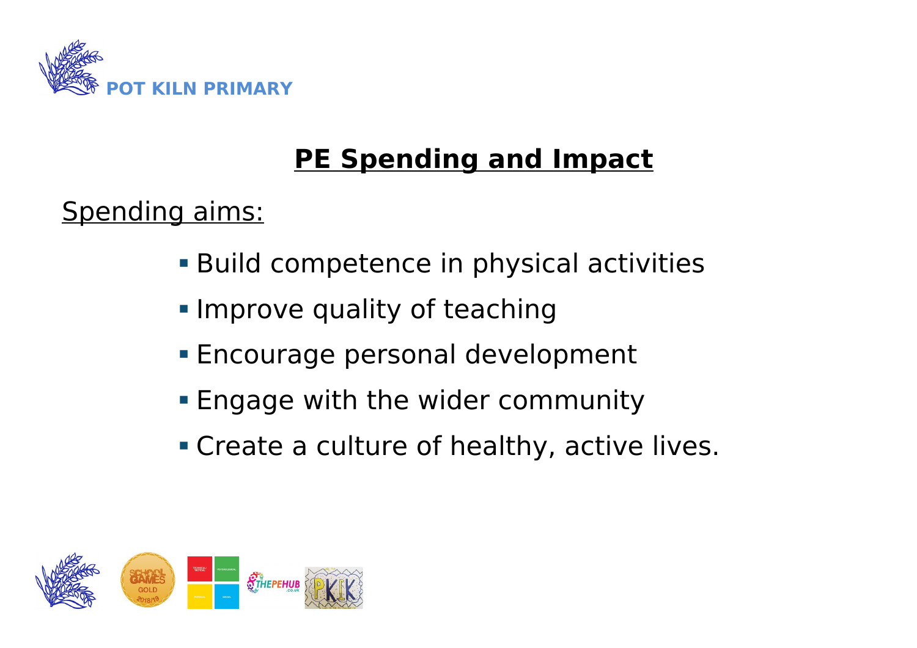POT KILN PRIMARY

# PE Spending and Impact

Spending aims:

- Build competence in physical activities
- Improve quality of teaching
- Encourage personal development
- Engage with the wider community
- Create a culture of healthy, active lives.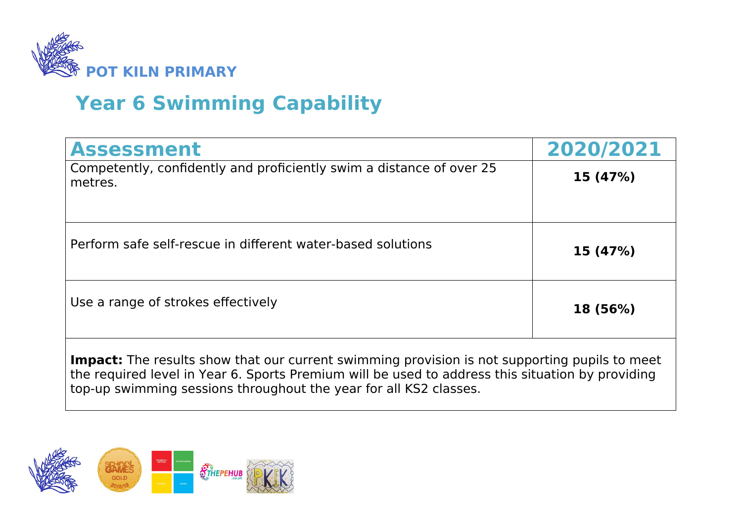**POT KILN PRIMARY**

# Year 6 Swimming Capability

| Assessment | 2020/2021 |
|---|---|
| Competently, confidently and proficiently swim a distance of over 25 metres. | **15 (47%)** |
| Perform safe self-rescue in different water-based solutions | **15 (47%)** |
| Use a range of strokes effectively | **18 (56%)** |
| **Impact:** The results show that our current swimming provision is not supporting pupils to meet the required level in Year 6. Sports Premium will be used to address this situation by providing top-up swimming sessions throughout the year for all KS2 classes. | |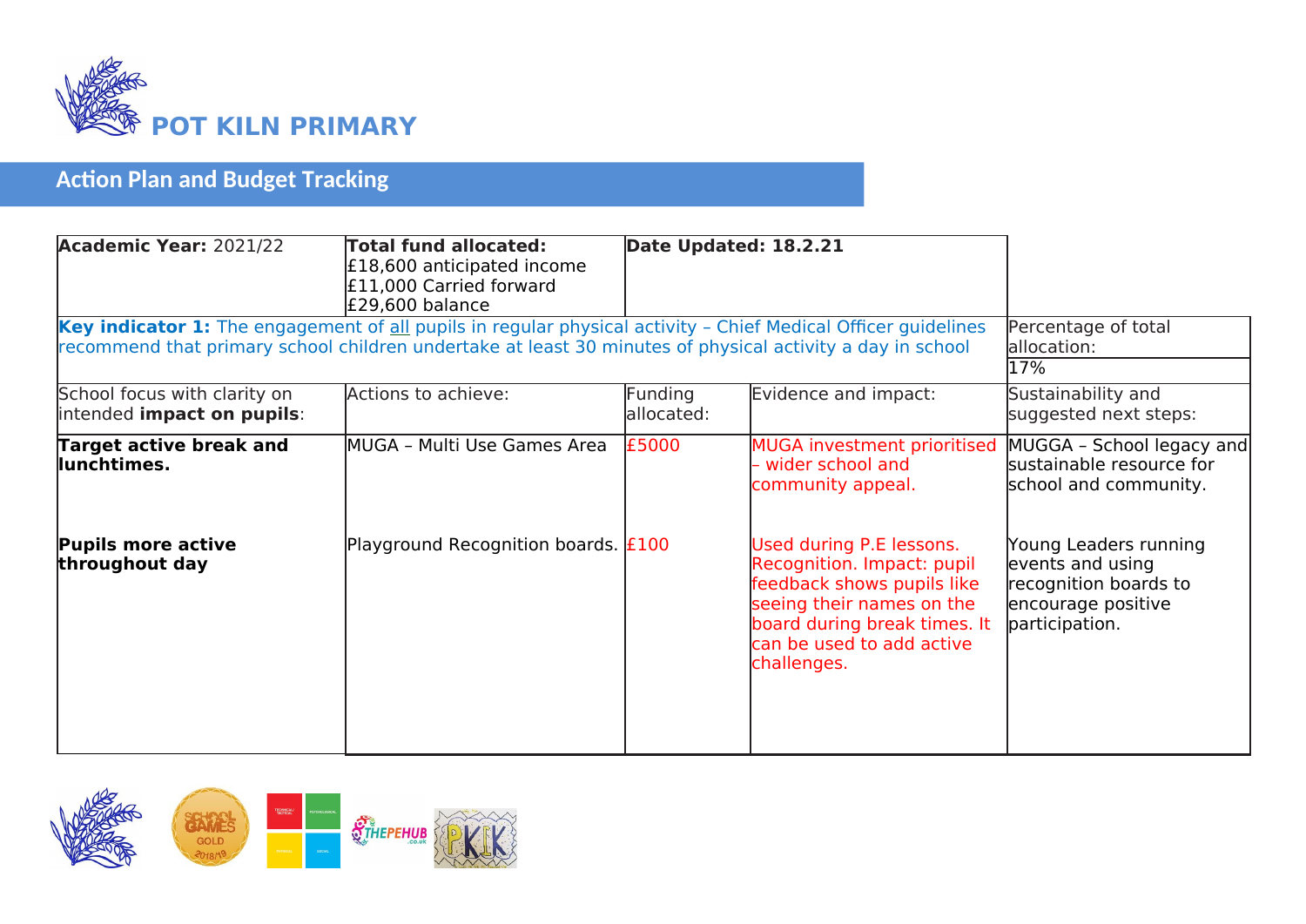# POT KILN PRIMARY

## Action Plan and Budget Tracking

| **Academic Year:** 2021/22 | **Total fund allocated:** £18,600 anticipated income £11,000 Carried forward £29,600 balance | **Date Updated: 18.2.21** | | |
|---|---|---|---|---|
| **Key indicator 1:** The engagement of <u>all</u> pupils in regular physical activity – Chief Medical Officer guidelines recommend that primary school children undertake at least 30 minutes of physical activity a day in school | | | | Percentage of total allocation: 17% |
| School focus with clarity on intended **impact on pupils**: | Actions to achieve: | Funding allocated: | Evidence and impact: | Sustainability and suggested next steps: |
| **Target active break and lunchtimes.** | MUGA – Multi Use Games Area | £5000 | MUGA investment prioritised – wider school and community appeal. | MUGGA – School legacy and sustainable resource for school and community. |
| **Pupils more active throughout day** | Playground Recognition boards. | £100 | Used during P.E lessons. Recognition. Impact: pupil feedback shows pupils like seeing their names on the board during break times. It can be used to add active challenges. | Young Leaders running events and using recognition boards to encourage positive participation. |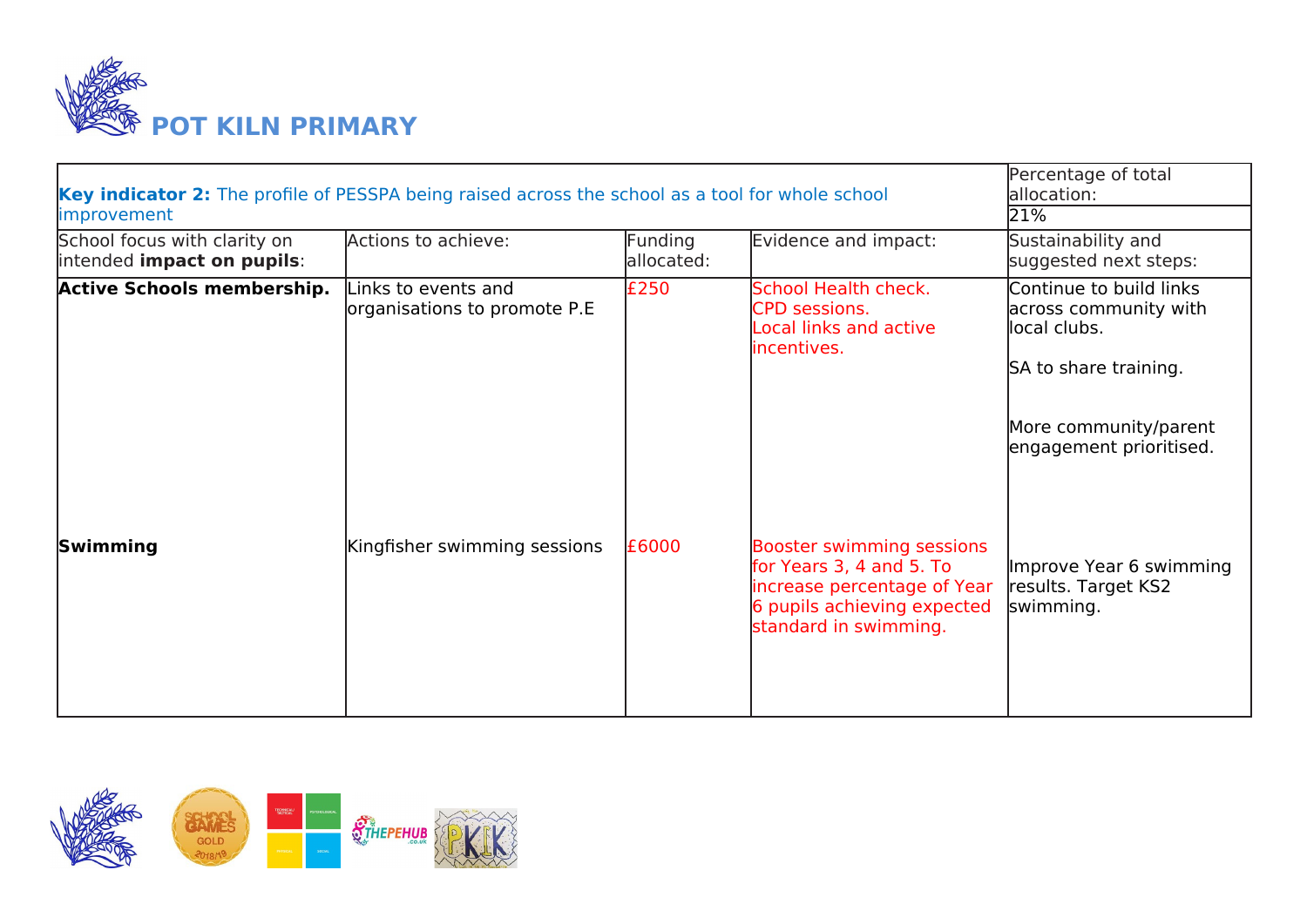# POT KILN PRIMARY

| **Key indicator 2:** The profile of PESSPA being raised across the school as a tool for whole school improvement | | | | Percentage of total allocation: 21% |
|---|---|---|---|---|
| School focus with clarity on intended **impact on pupils**: | Actions to achieve: | Funding allocated: | Evidence and impact: | Sustainability and suggested next steps: |
| **Active Schools membership.** | Links to events and organisations to promote P.E | £250 | School Health check.<br>CPD sessions.<br>Local links and active incentives. | Continue to build links across community with local clubs.<br><br>SA to share training.<br><br>More community/parent engagement prioritised. |
| **Swimming** | Kingfisher swimming sessions | £6000 | Booster swimming sessions for Years 3, 4 and 5. To increase percentage of Year 6 pupils achieving expected standard in swimming. | Improve Year 6 swimming results. Target KS2 swimming. |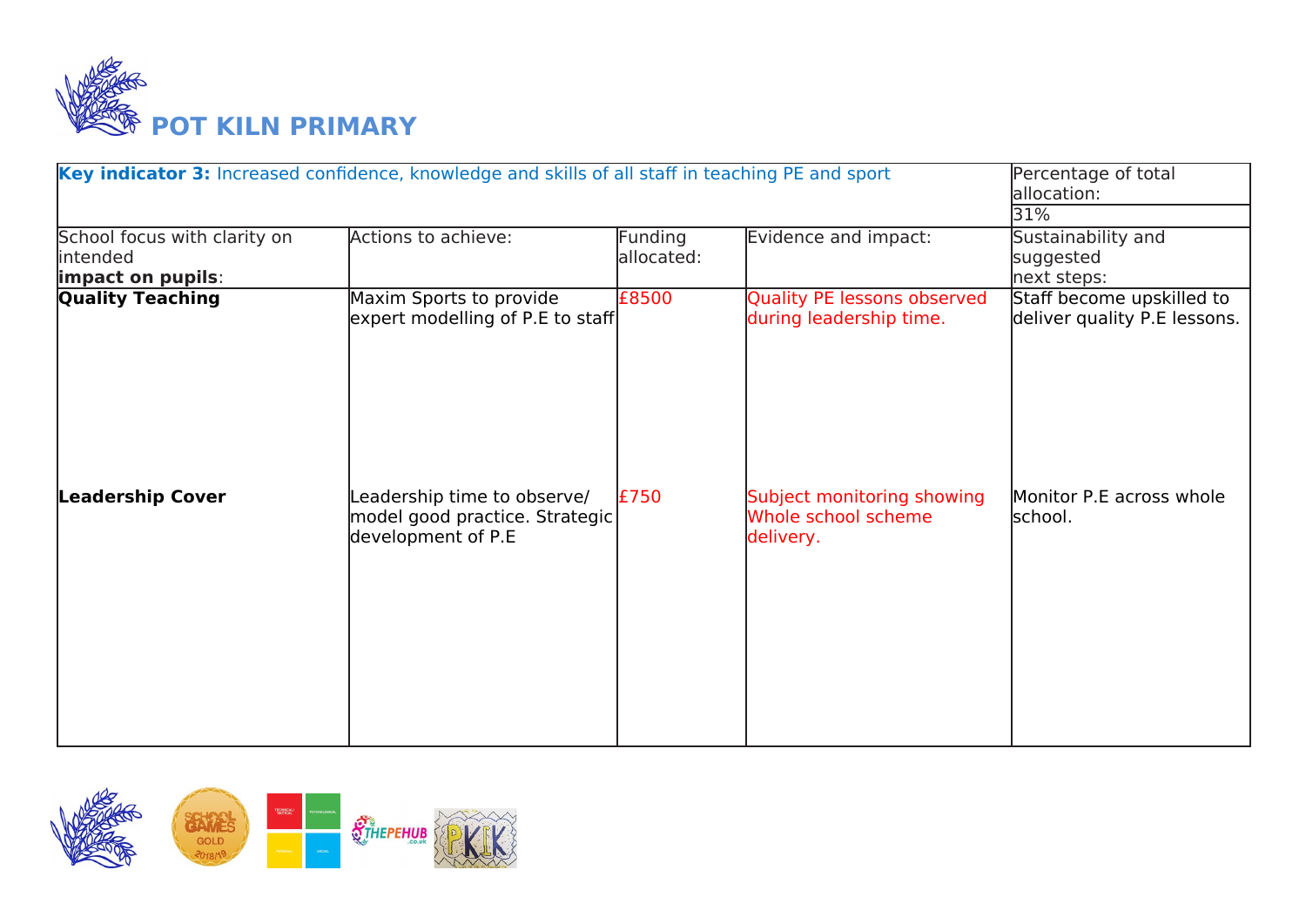# POT KILN PRIMARY

| **Key indicator 3:** Increased confidence, knowledge and skills of all staff in teaching PE and sport | | | | Percentage of total allocation: 31% |
|---|---|---|---|---|
| School focus with clarity on intended **impact on pupils**: | Actions to achieve: | Funding allocated: | Evidence and impact: | Sustainability and suggested next steps: |
| **Quality Teaching** | Maxim Sports to provide expert modelling of P.E to staff | £8500 | Quality PE lessons observed during leadership time. | Staff become upskilled to deliver quality P.E lessons. |
| **Leadership Cover** | Leadership time to observe/ model good practice. Strategic development of P.E | £750 | Subject monitoring showing Whole school scheme delivery. | Monitor P.E across whole school. |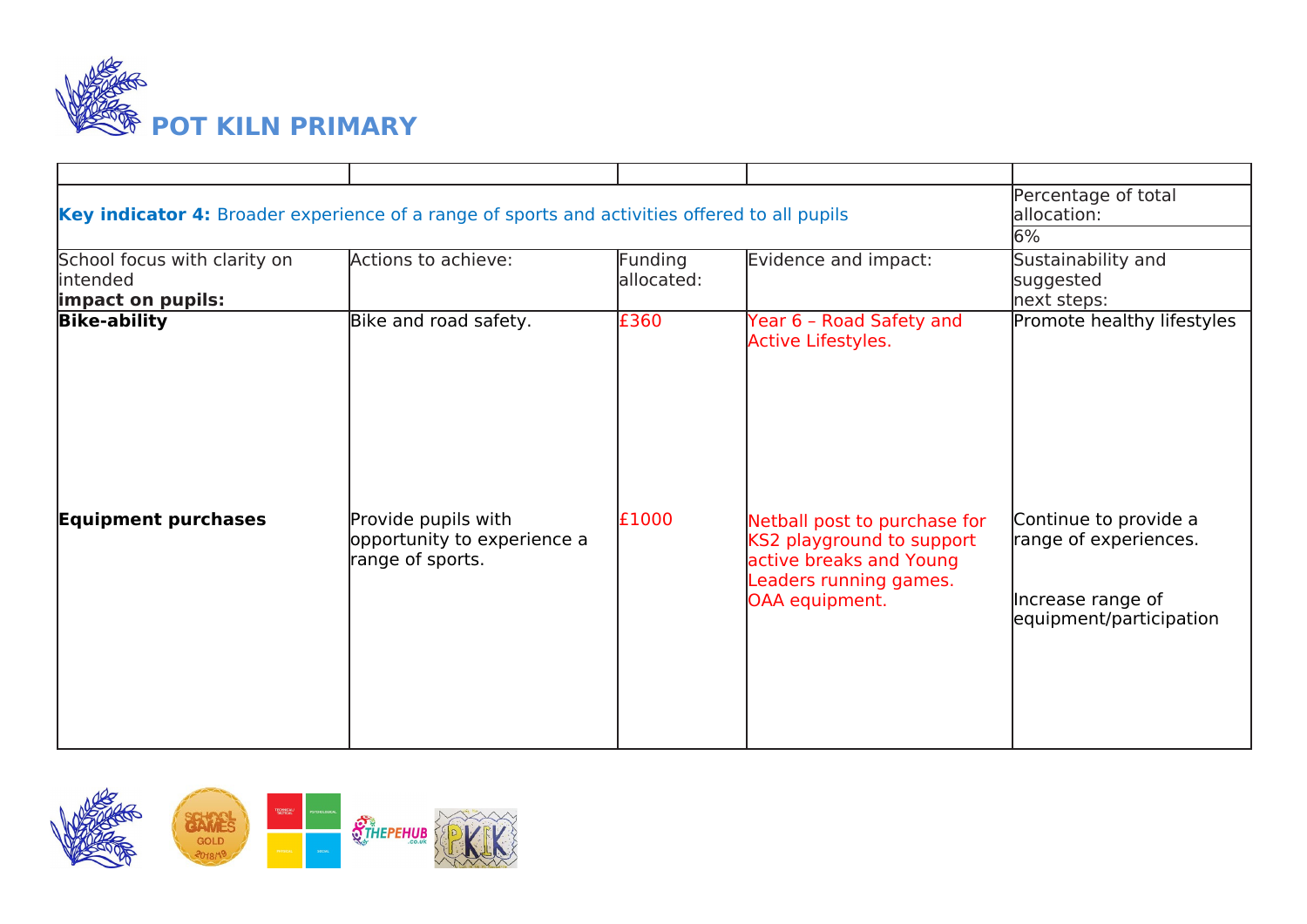# POT KILN PRIMARY

| | | | | |
|---|---|---|---|---|
| **Key indicator 4:** Broader experience of a range of sports and activities offered to all pupils | | | | Percentage of total allocation: |
| | | | | 6% |
| School focus with clarity on intended **impact on pupils:** | Actions to achieve: | Funding allocated: | Evidence and impact: | Sustainability and suggested next steps: |
| **Bike-ability** | Bike and road safety. | £360 | Year 6 – Road Safety and Active Lifestyles. | Promote healthy lifestyles |
| **Equipment purchases** | Provide pupils with opportunity to experience a range of sports. | £1000 | Netball post to purchase for KS2 playground to support active breaks and Young Leaders running games. OAA equipment. | Continue to provide a range of experiences. Increase range of equipment/participation |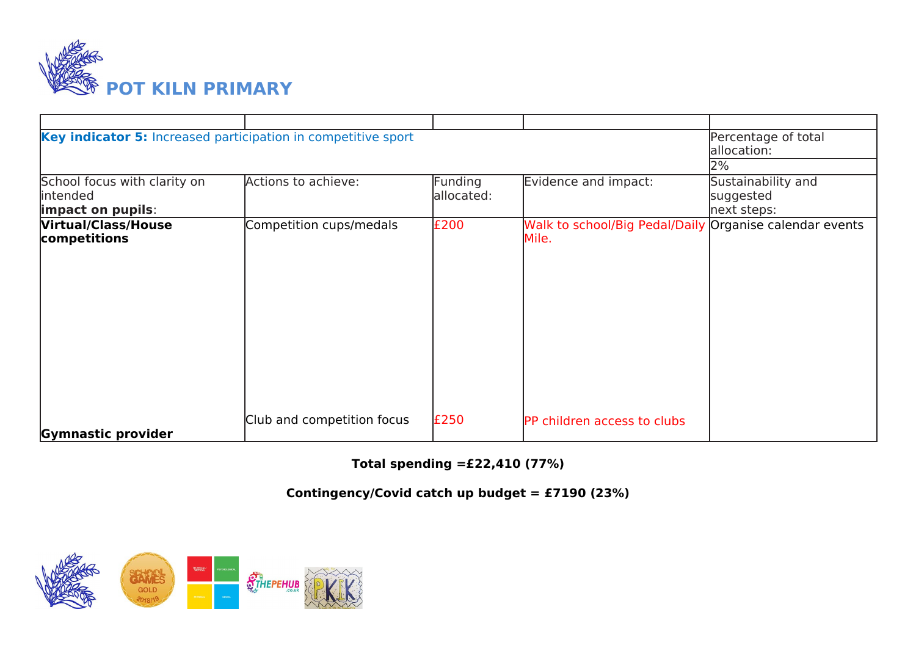# POT KILN PRIMARY

| | | | | |
|---|---|---|---|---|
| **Key indicator 5:** Increased participation in competitive sport | | | | Percentage of total allocation: |
| | | | | 2% |
| School focus with clarity on intended **impact on pupils**: | Actions to achieve: | Funding allocated: | Evidence and impact: | Sustainability and suggested next steps: |
| **Virtual/Class/House competitions** | Competition cups/medals | £200 | Walk to school/Big Pedal/Daily Mile. | Organise calendar events |
| **Gymnastic provider** | Club and competition focus | £250 | PP children access to clubs | |

**Total spending =£22,410 (77%)**

**Contingency/Covid catch up budget = £7190 (23%)**